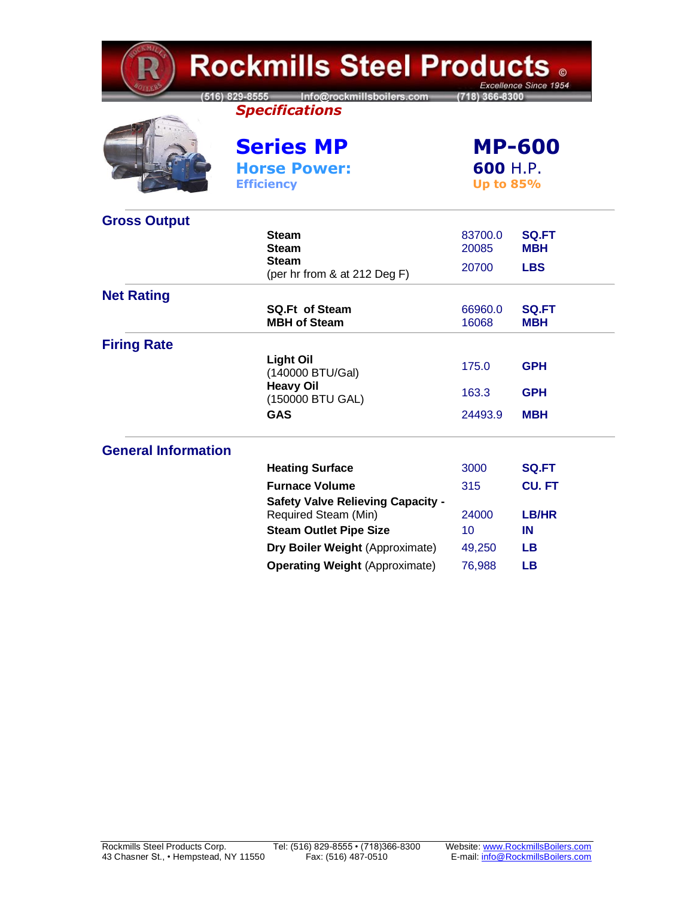# Rockmills Steel Products ©

*Excellence Since 1954*

(516) 829-8555 Info@rockmillsboilers.com (718) 366-8300

***Specifications***

## Series MP — MP-600

**Horse Power:** **600** H.P.

**Efficiency:** Up to 85%

### Gross Output

| | | |
|---|---|---|
| **Steam** | 83700.0 | **SQ.FT** |
| **Steam** | 20085 | **MBH** |
| **Steam** (per hr from & at 212 Deg F) | 20700 | **LBS** |

### Net Rating

| | | |
|---|---|---|
| **SQ.Ft of Steam** | 66960.0 | **SQ.FT** |
| **MBH of Steam** | 16068 | **MBH** |

### Firing Rate

| | | |
|---|---|---|
| **Light Oil** (140000 BTU/Gal) | 175.0 | **GPH** |
| **Heavy Oil** (150000 BTU GAL) | 163.3 | **GPH** |
| **GAS** | 24493.9 | **MBH** |

### General Information

| | | |
|---|---|---|
| **Heating Surface** | 3000 | **SQ.FT** |
| **Furnace Volume** | 315 | **CU. FT** |
| **Safety Valve Relieving Capacity -** Required Steam (Min) | 24000 | **LB/HR** |
| **Steam Outlet Pipe Size** | 10 | **IN** |
| **Dry Boiler Weight** (Approximate) | 49,250 | **LB** |
| **Operating Weight** (Approximate) | 76,988 | **LB** |

Rockmills Steel Products Corp.
43 Chasner St., • Hempstead, NY 11550

Tel: (516) 829-8555 • (718)366-8300
Fax: (516) 487-0510

Website: www.RockmillsBoilers.com
E-mail: info@RockmillsBoilers.com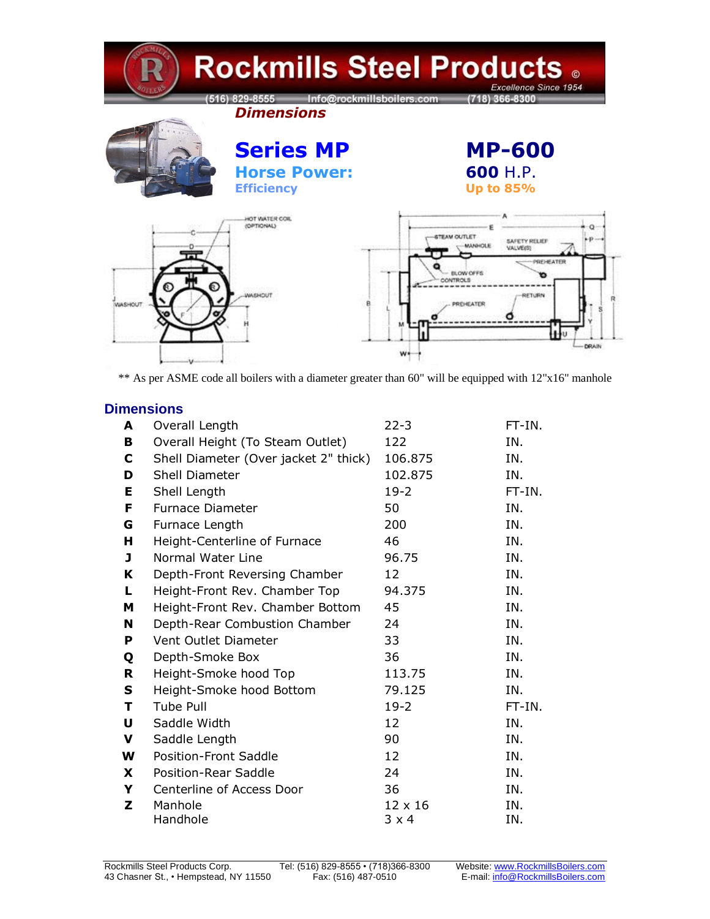# Rockmills Steel Products

Excellence Since 1954

(516) 829-8555 Info@rockmillsboilers.com (718) 366-8300

## *Dimensions*

## Series MP

**Horse Power:**
**Efficiency**

## MP-600

**600** H.P.
**Up to 85%**

HOT WATER COIL (OPTIONAL)

C

D

WASHOUT

J

F

H

V

A

E

Q

P

STEAM OUTLET

MANHOLE

SAFETY RELIEF VALVE(S)

PREHEATER

BLOW OFFS CONTROLS

RETURN

PREHEATER

B

L

M

R

S

Y

U

W

DRAIN

** As per ASME code all boilers with a diameter greater than 60" will be equipped with 12"x16" manhole

## Dimensions

| | | | |
|---|---|---|---|
| **A** | Overall Length | 22-3 | FT-IN. |
| **B** | Overall Height (To Steam Outlet) | 122 | IN. |
| **C** | Shell Diameter (Over jacket 2" thick) | 106.875 | IN. |
| **D** | Shell Diameter | 102.875 | IN. |
| **E** | Shell Length | 19-2 | FT-IN. |
| **F** | Furnace Diameter | 50 | IN. |
| **G** | Furnace Length | 200 | IN. |
| **H** | Height-Centerline of Furnace | 46 | IN. |
| **J** | Normal Water Line | 96.75 | IN. |
| **K** | Depth-Front Reversing Chamber | 12 | IN. |
| **L** | Height-Front Rev. Chamber Top | 94.375 | IN. |
| **M** | Height-Front Rev. Chamber Bottom | 45 | IN. |
| **N** | Depth-Rear Combustion Chamber | 24 | IN. |
| **P** | Vent Outlet Diameter | 33 | IN. |
| **Q** | Depth-Smoke Box | 36 | IN. |
| **R** | Height-Smoke hood Top | 113.75 | IN. |
| **S** | Height-Smoke hood Bottom | 79.125 | IN. |
| **T** | Tube Pull | 19-2 | FT-IN. |
| **U** | Saddle Width | 12 | IN. |
| **V** | Saddle Length | 90 | IN. |
| **W** | Position-Front Saddle | 12 | IN. |
| **X** | Position-Rear Saddle | 24 | IN. |
| **Y** | Centerline of Access Door | 36 | IN. |
| **Z** | Manhole | 12 x 16 | IN. |
| | Handhole | 3 x 4 | IN. |

Rockmills Steel Products Corp.
43 Chasner St., • Hempstead, NY 11550

Tel: (516) 829-8555 • (718)366-8300
Fax: (516) 487-0510

Website: www.RockmillsBoilers.com
E-mail: info@RockmillsBoilers.com